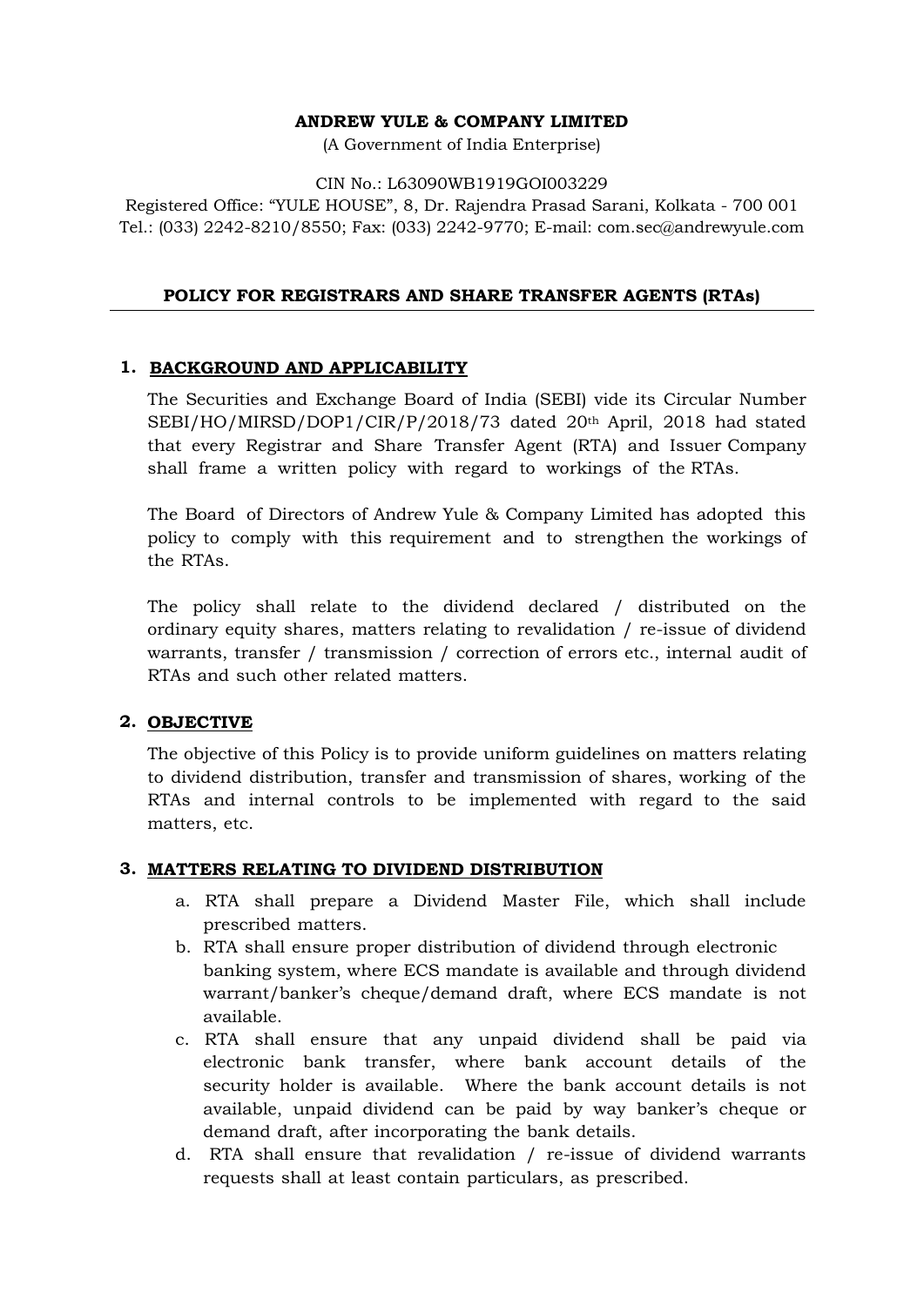**ANDREW YULE & COMPANY LIMITED**

(A Government of India Enterprise)

CIN No.: L63090WB1919GOI003229

Registered Office: "YULE HOUSE", 8, Dr. Rajendra Prasad Sarani, Kolkata - 700 001

Tel.: (033) 2242-8210/8550; Fax: (033) 2242-9770; E-mail: com.sec@andrewyule.com

## POLICY FOR REGISTRARS AND SHARE TRANSFER AGENTS (RTAs)

---

### 1. BACKGROUND AND APPLICABILITY

The Securities and Exchange Board of India (SEBI) vide its Circular Number SEBI/HO/MIRSD/DOP1/CIR/P/2018/73 dated 20th April, 2018 had stated that every Registrar and Share Transfer Agent (RTA) and Issuer Company shall frame a written policy with regard to workings of the RTAs.

The Board of Directors of Andrew Yule & Company Limited has adopted this policy to comply with this requirement and to strengthen the workings of the RTAs.

The policy shall relate to the dividend declared / distributed on the ordinary equity shares, matters relating to revalidation / re-issue of dividend warrants, transfer / transmission / correction of errors etc., internal audit of RTAs and such other related matters.

### 2. OBJECTIVE

The objective of this Policy is to provide uniform guidelines on matters relating to dividend distribution, transfer and transmission of shares, working of the RTAs and internal controls to be implemented with regard to the said matters, etc.

### 3. MATTERS RELATING TO DIVIDEND DISTRIBUTION

a. RTA shall prepare a Dividend Master File, which shall include prescribed matters.

b. RTA shall ensure proper distribution of dividend through electronic banking system, where ECS mandate is available and through dividend warrant/banker's cheque/demand draft, where ECS mandate is not available.

c. RTA shall ensure that any unpaid dividend shall be paid via electronic bank transfer, where bank account details of the security holder is available. Where the bank account details is not available, unpaid dividend can be paid by way banker's cheque or demand draft, after incorporating the bank details.

d. RTA shall ensure that revalidation / re-issue of dividend warrants requests shall at least contain particulars, as prescribed.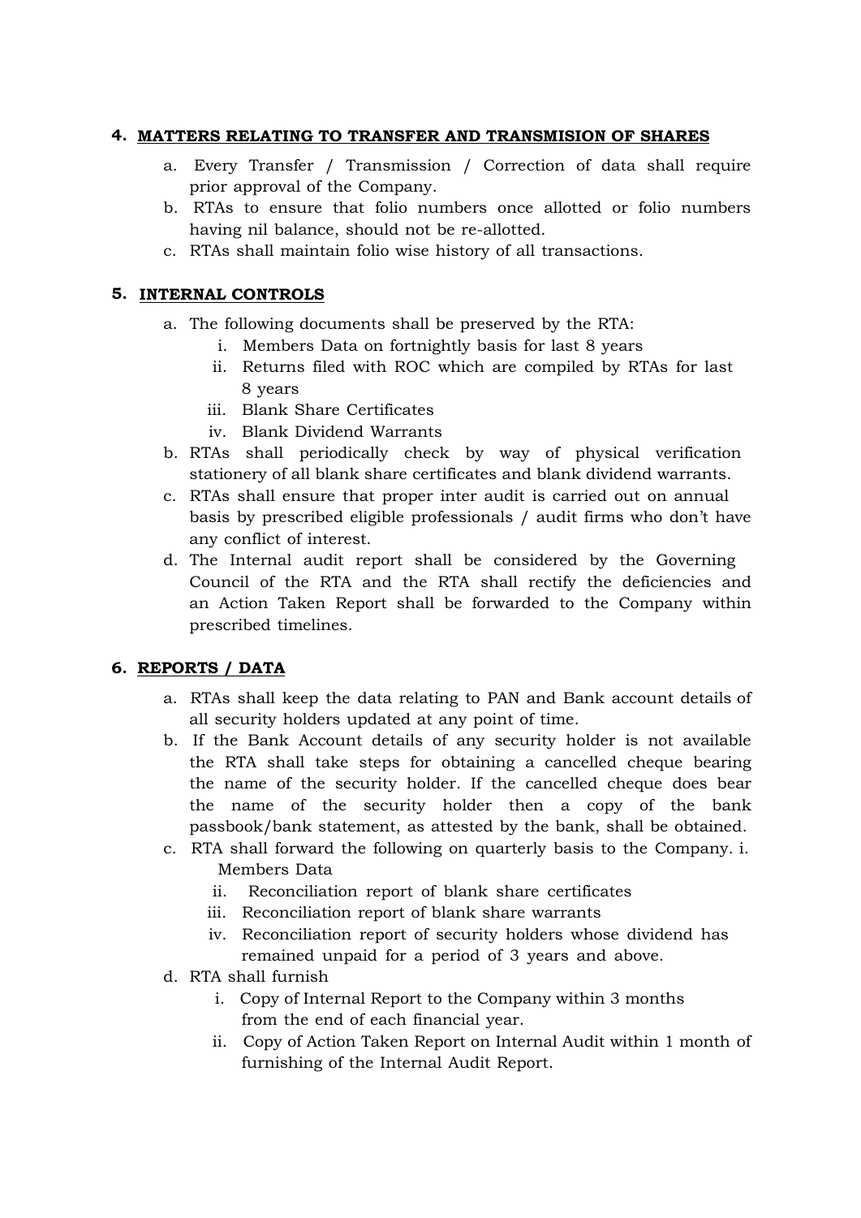**4. MATTERS RELATING TO TRANSFER AND TRANSMISION OF SHARES**

a. Every Transfer / Transmission / Correction of data shall require prior approval of the Company.

b. RTAs to ensure that folio numbers once allotted or folio numbers having nil balance, should not be re-allotted.

c. RTAs shall maintain folio wise history of all transactions.

**5. INTERNAL CONTROLS**

a. The following documents shall be preserved by the RTA:
   i. Members Data on fortnightly basis for last 8 years
   ii. Returns filed with ROC which are compiled by RTAs for last 8 years
   iii. Blank Share Certificates
   iv. Blank Dividend Warrants

b. RTAs shall periodically check by way of physical verification stationery of all blank share certificates and blank dividend warrants.

c. RTAs shall ensure that proper inter audit is carried out on annual basis by prescribed eligible professionals / audit firms who don't have any conflict of interest.

d. The Internal audit report shall be considered by the Governing Council of the RTA and the RTA shall rectify the deficiencies and an Action Taken Report shall be forwarded to the Company within prescribed timelines.

**6. REPORTS / DATA**

a. RTAs shall keep the data relating to PAN and Bank account details of all security holders updated at any point of time.

b. If the Bank Account details of any security holder is not available the RTA shall take steps for obtaining a cancelled cheque bearing the name of the security holder. If the cancelled cheque does bear the name of the security holder then a copy of the bank passbook/bank statement, as attested by the bank, shall be obtained.

c. RTA shall forward the following on quarterly basis to the Company.
   i. Members Data
   ii. Reconciliation report of blank share certificates
   iii. Reconciliation report of blank share warrants
   iv. Reconciliation report of security holders whose dividend has remained unpaid for a period of 3 years and above.

d. RTA shall furnish
   i. Copy of Internal Report to the Company within 3 months from the end of each financial year.
   ii. Copy of Action Taken Report on Internal Audit within 1 month of furnishing of the Internal Audit Report.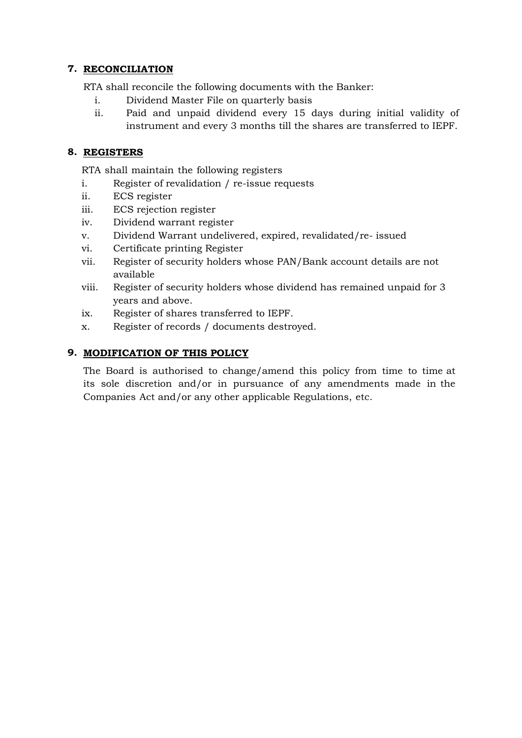## 7. RECONCILIATION

RTA shall reconcile the following documents with the Banker:

i. Dividend Master File on quarterly basis
ii. Paid and unpaid dividend every 15 days during initial validity of instrument and every 3 months till the shares are transferred to IEPF.

## 8. REGISTERS

RTA shall maintain the following registers

i. Register of revalidation / re-issue requests
ii. ECS register
iii. ECS rejection register
iv. Dividend warrant register
v. Dividend Warrant undelivered, expired, revalidated/re- issued
vi. Certificate printing Register
vii. Register of security holders whose PAN/Bank account details are not available
viii. Register of security holders whose dividend has remained unpaid for 3 years and above.
ix. Register of shares transferred to IEPF.
x. Register of records / documents destroyed.

## 9. MODIFICATION OF THIS POLICY

The Board is authorised to change/amend this policy from time to time at its sole discretion and/or in pursuance of any amendments made in the Companies Act and/or any other applicable Regulations, etc.